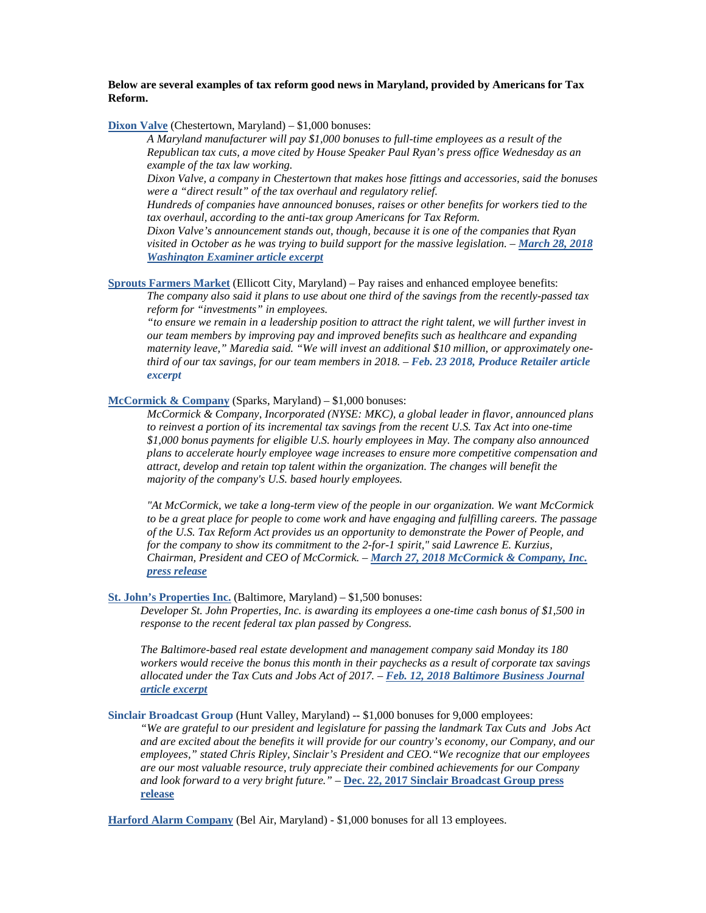**Below are several examples of tax reform good news in Maryland, provided by Americans for Tax Reform.**

**Dixon Valve** (Chestertown, Maryland) – $1,000 bonuses:

> *A Maryland manufacturer will pay $1,000 bonuses to full-time employees as a result of the Republican tax cuts, a move cited by House Speaker Paul Ryan's press office Wednesday as an example of the tax law working.*
>
> *Dixon Valve, a company in Chestertown that makes hose fittings and accessories, said the bonuses were a "direct result" of the tax overhaul and regulatory relief.*
>
> *Hundreds of companies have announced bonuses, raises or other benefits for workers tied to the tax overhaul, according to the anti-tax group Americans for Tax Reform.*
>
> *Dixon Valve's announcement stands out, though, because it is one of the companies that Ryan visited in October as he was trying to build support for the massive legislation. –* ***March 28, 2018 Washington Examiner article excerpt***

**Sprouts Farmers Market** (Ellicott City, Maryland) – Pay raises and enhanced employee benefits:

> *The company also said it plans to use about one third of the savings from the recently-passed tax reform for "investments" in employees.*
>
> *"to ensure we remain in a leadership position to attract the right talent, we will further invest in our team members by improving pay and improved benefits such as healthcare and expanding maternity leave," Maredia said. "We will invest an additional $10 million, or approximately one-third of our tax savings, for our team members in 2018. –* ***Feb. 23 2018, Produce Retailer article excerpt***

**McCormick & Company** (Sparks, Maryland) – $1,000 bonuses:

> *McCormick & Company, Incorporated (NYSE: MKC), a global leader in flavor, announced plans to reinvest a portion of its incremental tax savings from the recent U.S. Tax Act into one-time $1,000 bonus payments for eligible U.S. hourly employees in May. The company also announced plans to accelerate hourly employee wage increases to ensure more competitive compensation and attract, develop and retain top talent within the organization. The changes will benefit the majority of the company's U.S. based hourly employees.*
>
> *"At McCormick, we take a long-term view of the people in our organization. We want McCormick to be a great place for people to come work and have engaging and fulfilling careers. The passage of the U.S. Tax Reform Act provides us an opportunity to demonstrate the Power of People, and for the company to show its commitment to the 2-for-1 spirit," said Lawrence E. Kurzius, Chairman, President and CEO of McCormick. –* ***March 27, 2018 McCormick & Company, Inc. press release***

**St. John's Properties Inc.** (Baltimore, Maryland) – $1,500 bonuses:

> *Developer St. John Properties, Inc. is awarding its employees a one-time cash bonus of $1,500 in response to the recent federal tax plan passed by Congress.*
>
> *The Baltimore-based real estate development and management company said Monday its 180 workers would receive the bonus this month in their paychecks as a result of corporate tax savings allocated under the Tax Cuts and Jobs Act of 2017. –* ***Feb. 12, 2018 Baltimore Business Journal article excerpt***

**Sinclair Broadcast Group** (Hunt Valley, Maryland) -- $1,000 bonuses for 9,000 employees:

> *"We are grateful to our president and legislature for passing the landmark Tax Cuts and Jobs Act and are excited about the benefits it will provide for our country's economy, our Company, and our employees," stated Chris Ripley, Sinclair's President and CEO."We recognize that our employees are our most valuable resource, truly appreciate their combined achievements for our Company and look forward to a very bright future." –* **Dec. 22, 2017 Sinclair Broadcast Group press release**

**Harford Alarm Company** (Bel Air, Maryland) - $1,000 bonuses for all 13 employees.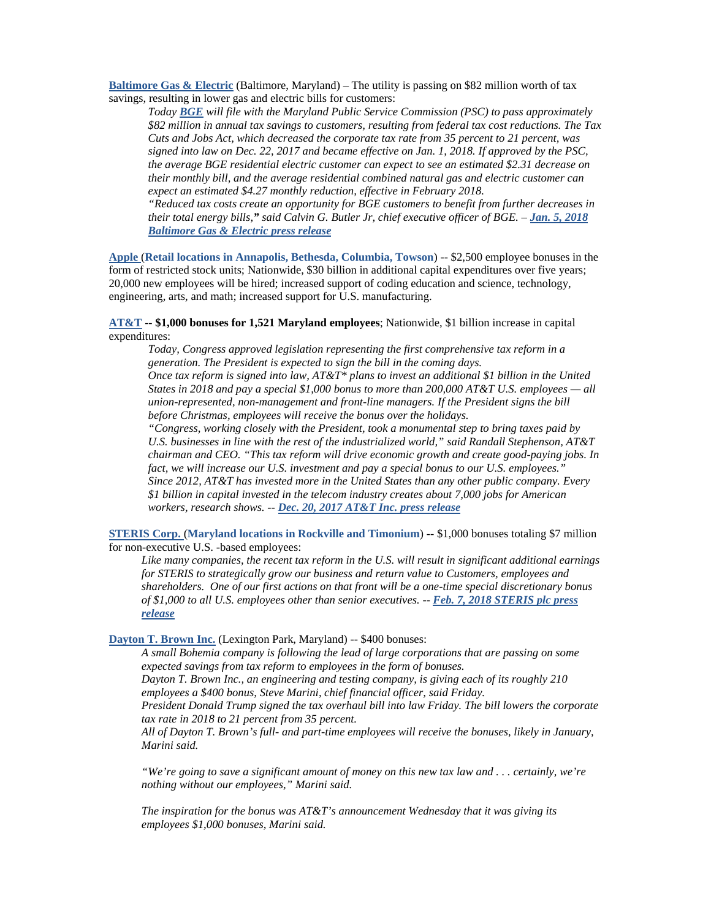**Baltimore Gas & Electric** (Baltimore, Maryland) – The utility is passing on $82 million worth of tax savings, resulting in lower gas and electric bills for customers:

> *Today **BGE** will file with the Maryland Public Service Commission (PSC) to pass approximately $82 million in annual tax savings to customers, resulting from federal tax cost reductions. The Tax Cuts and Jobs Act, which decreased the corporate tax rate from 35 percent to 21 percent, was signed into law on Dec. 22, 2017 and became effective on Jan. 1, 2018. If approved by the PSC, the average BGE residential electric customer can expect to see an estimated $2.31 decrease on their monthly bill, and the average residential combined natural gas and electric customer can expect an estimated $4.27 monthly reduction, effective in February 2018.*
>
> *"Reduced tax costs create an opportunity for BGE customers to benefit from further decreases in their total energy bills," said Calvin G. Butler Jr, chief executive officer of BGE. – **Jan. 5, 2018 Baltimore Gas & Electric press release***

**Apple** (**Retail locations in Annapolis, Bethesda, Columbia, Towson**) -- $2,500 employee bonuses in the form of restricted stock units; Nationwide, $30 billion in additional capital expenditures over five years; 20,000 new employees will be hired; increased support of coding education and science, technology, engineering, arts, and math; increased support for U.S. manufacturing.

**AT&T** -- **$1,000 bonuses for 1,521 Maryland employees**; Nationwide, $1 billion increase in capital expenditures:

> *Today, Congress approved legislation representing the first comprehensive tax reform in a generation. The President is expected to sign the bill in the coming days.*
>
> *Once tax reform is signed into law, AT&T* plans to invest an additional $1 billion in the United States in 2018 and pay a special $1,000 bonus to more than 200,000 AT&T U.S. employees — all union-represented, non-management and front-line managers. If the President signs the bill before Christmas, employees will receive the bonus over the holidays.*
>
> *"Congress, working closely with the President, took a monumental step to bring taxes paid by U.S. businesses in line with the rest of the industrialized world," said Randall Stephenson, AT&T chairman and CEO. "This tax reform will drive economic growth and create good-paying jobs. In fact, we will increase our U.S. investment and pay a special bonus to our U.S. employees."*
>
> *Since 2012, AT&T has invested more in the United States than any other public company. Every $1 billion in capital invested in the telecom industry creates about 7,000 jobs for American workers, research shows. -- **Dec. 20, 2017 AT&T Inc. press release***

**STERIS Corp.** (**Maryland locations in Rockville and Timonium**) -- $1,000 bonuses totaling $7 million for non-executive U.S. -based employees:

> *Like many companies, the recent tax reform in the U.S. will result in significant additional earnings for STERIS to strategically grow our business and return value to Customers, employees and shareholders. One of our first actions on that front will be a one-time special discretionary bonus of $1,000 to all U.S. employees other than senior executives. -- **Feb. 7, 2018 STERIS plc press release***

**Dayton T. Brown Inc.** (Lexington Park, Maryland) -- $400 bonuses:

> *A small Bohemia company is following the lead of large corporations that are passing on some expected savings from tax reform to employees in the form of bonuses.*
>
> *Dayton T. Brown Inc., an engineering and testing company, is giving each of its roughly 210 employees a $400 bonus, Steve Marini, chief financial officer, said Friday.*
>
> *President Donald Trump signed the tax overhaul bill into law Friday. The bill lowers the corporate tax rate in 2018 to 21 percent from 35 percent.*
>
> *All of Dayton T. Brown's full- and part-time employees will receive the bonuses, likely in January, Marini said.*
>
> *"We're going to save a significant amount of money on this new tax law and . . . certainly, we're nothing without our employees," Marini said.*
>
> *The inspiration for the bonus was AT&T's announcement Wednesday that it was giving its employees $1,000 bonuses, Marini said.*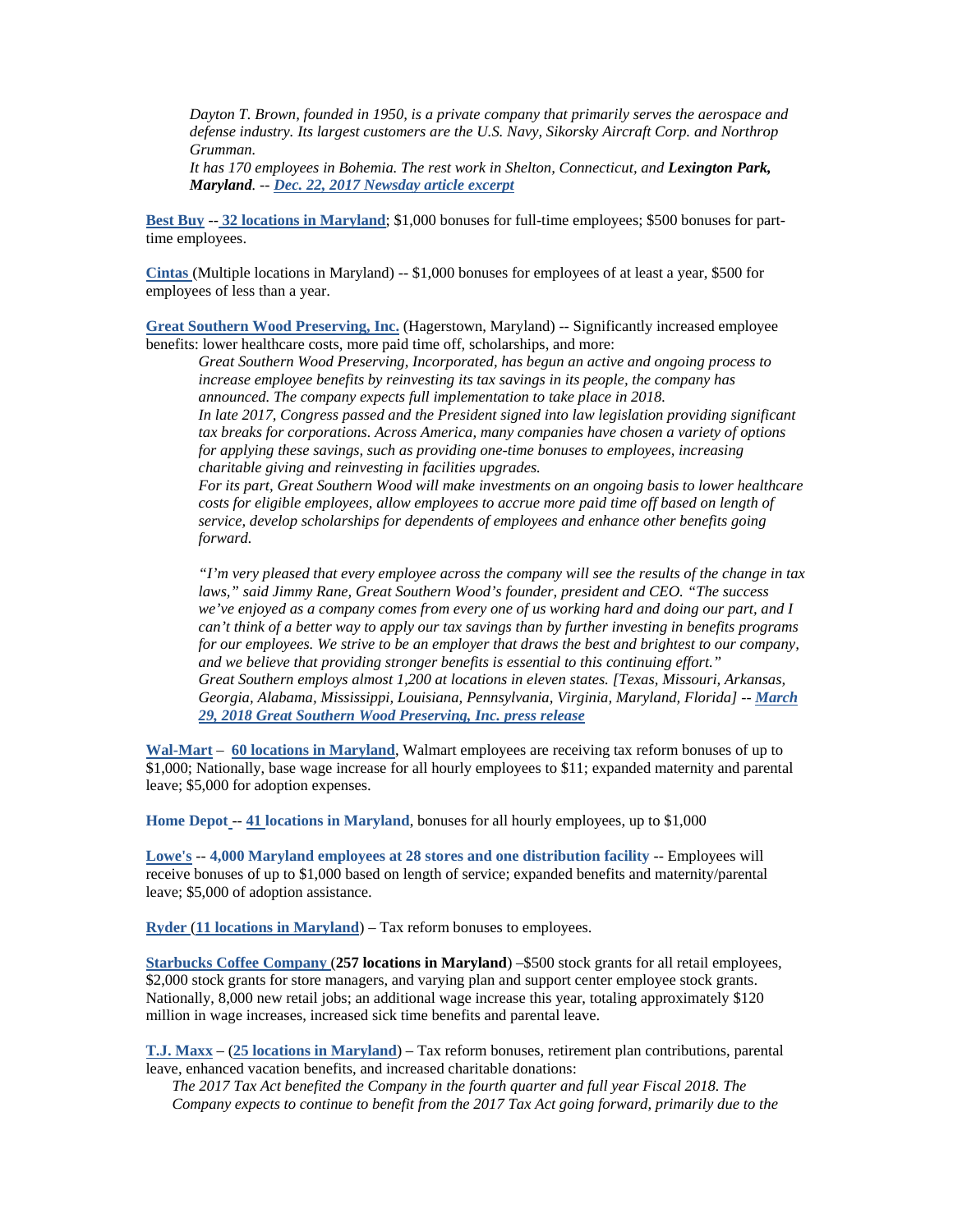> *Dayton T. Brown, founded in 1950, is a private company that primarily serves the aerospace and defense industry. Its largest customers are the U.S. Navy, Sikorsky Aircraft Corp. and Northrop Grumman.*
> *It has 170 employees in Bohemia. The rest work in Shelton, Connecticut, and **Lexington Park, Maryland**. -- [Dec. 22, 2017 Newsday article excerpt]()*

**[Best Buy]()** -- **[32 locations in Maryland]()**; $1,000 bonuses for full-time employees; $500 bonuses for part-time employees.

**[Cintas]()** (Multiple locations in Maryland) -- $1,000 bonuses for employees of at least a year, $500 for employees of less than a year.

**[Great Southern Wood Preserving, Inc.]()** (Hagerstown, Maryland) -- Significantly increased employee benefits: lower healthcare costs, more paid time off, scholarships, and more:

> *Great Southern Wood Preserving, Incorporated, has begun an active and ongoing process to increase employee benefits by reinvesting its tax savings in its people, the company has announced. The company expects full implementation to take place in 2018.*
> *In late 2017, Congress passed and the President signed into law legislation providing significant tax breaks for corporations. Across America, many companies have chosen a variety of options for applying these savings, such as providing one-time bonuses to employees, increasing charitable giving and reinvesting in facilities upgrades.*
> *For its part, Great Southern Wood will make investments on an ongoing basis to lower healthcare costs for eligible employees, allow employees to accrue more paid time off based on length of service, develop scholarships for dependents of employees and enhance other benefits going forward.*
>
> *"I'm very pleased that every employee across the company will see the results of the change in tax laws," said Jimmy Rane, Great Southern Wood's founder, president and CEO. "The success we've enjoyed as a company comes from every one of us working hard and doing our part, and I can't think of a better way to apply our tax savings than by further investing in benefits programs for our employees. We strive to be an employer that draws the best and brightest to our company, and we believe that providing stronger benefits is essential to this continuing effort."*
> *Great Southern employs almost 1,200 at locations in eleven states. [Texas, Missouri, Arkansas, Georgia, Alabama, Mississippi, Louisiana, Pennsylvania, Virginia, Maryland, Florida] -- [March 29, 2018 Great Southern Wood Preserving, Inc. press release]()*

**[Wal-Mart]()** – **[60 locations in Maryland]()**, Walmart employees are receiving tax reform bonuses of up to $1,000; Nationally, base wage increase for all hourly employees to $11; expanded maternity and parental leave; $5,000 for adoption expenses.

**[Home Depot]()** -- **[41 locations in Maryland]()**, bonuses for all hourly employees, up to $1,000

**[Lowe's]()** -- **4,000 Maryland employees at 28 stores and one distribution facility** -- Employees will receive bonuses of up to $1,000 based on length of service; expanded benefits and maternity/parental leave; $5,000 of adoption assistance.

**[Ryder]()** (**[11 locations in Maryland]()**) – Tax reform bonuses to employees.

**[Starbucks Coffee Company]()** (**257 locations in Maryland**) –$500 stock grants for all retail employees, $2,000 stock grants for store managers, and varying plan and support center employee stock grants. Nationally, 8,000 new retail jobs; an additional wage increase this year, totaling approximately $120 million in wage increases, increased sick time benefits and parental leave.

**[T.J. Maxx]()** – (**[25 locations in Maryland]()**) – Tax reform bonuses, retirement plan contributions, parental leave, enhanced vacation benefits, and increased charitable donations:

> *The 2017 Tax Act benefited the Company in the fourth quarter and full year Fiscal 2018. The Company expects to continue to benefit from the 2017 Tax Act going forward, primarily due to the*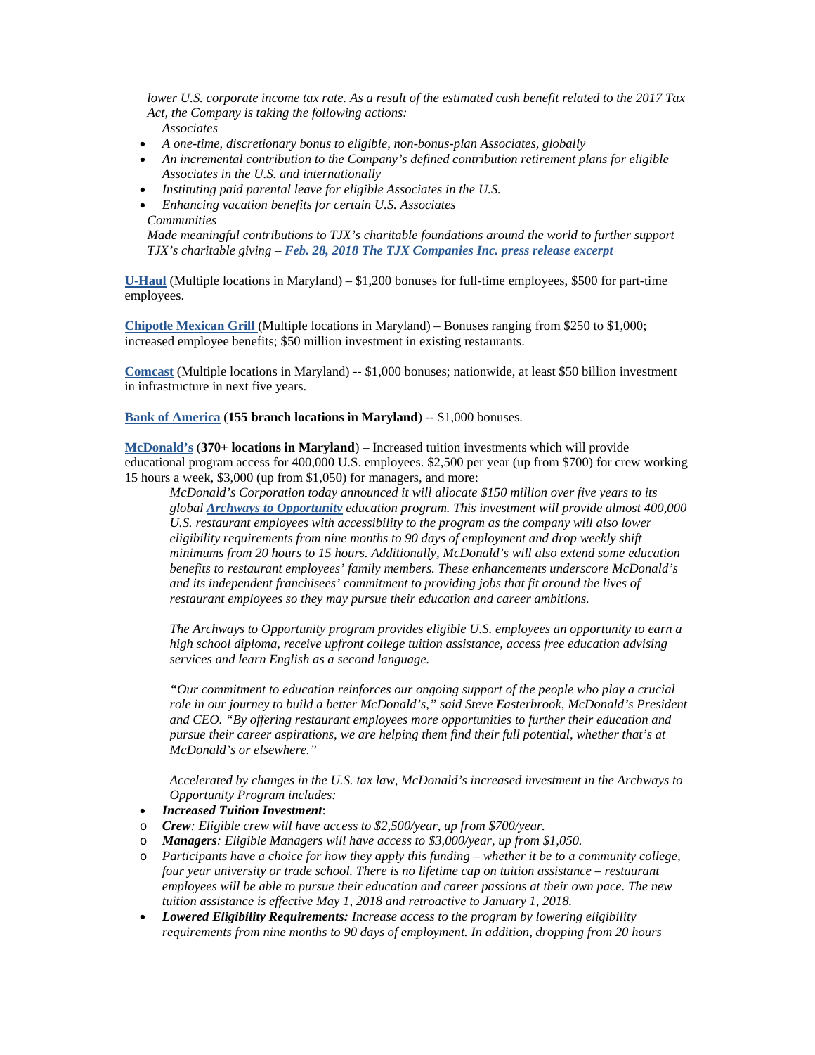*lower U.S. corporate income tax rate. As a result of the estimated cash benefit related to the 2017 Tax Act, the Company is taking the following actions:*

*Associates*

- *A one-time, discretionary bonus to eligible, non-bonus-plan Associates, globally*
- *An incremental contribution to the Company's defined contribution retirement plans for eligible Associates in the U.S. and internationally*
- *Instituting paid parental leave for eligible Associates in the U.S.*
- *Enhancing vacation benefits for certain U.S. Associates*

*Communities*

*Made meaningful contributions to TJX's charitable foundations around the world to further support TJX's charitable giving – **Feb. 28, 2018 The TJX Companies Inc. press release excerpt***

**U-Haul** (Multiple locations in Maryland) – $1,200 bonuses for full-time employees, $500 for part-time employees.

**Chipotle Mexican Grill** (Multiple locations in Maryland) – Bonuses ranging from $250 to $1,000; increased employee benefits; $50 million investment in existing restaurants.

**Comcast** (Multiple locations in Maryland) -- $1,000 bonuses; nationwide, at least $50 billion investment in infrastructure in next five years.

**Bank of America** (**155 branch locations in Maryland**) -- $1,000 bonuses.

**McDonald's** (**370+ locations in Maryland**) – Increased tuition investments which will provide educational program access for 400,000 U.S. employees. $2,500 per year (up from $700) for crew working 15 hours a week, $3,000 (up from $1,050) for managers, and more:

> *McDonald's Corporation today announced it will allocate $150 million over five years to its global **Archways to Opportunity** education program. This investment will provide almost 400,000 U.S. restaurant employees with accessibility to the program as the company will also lower eligibility requirements from nine months to 90 days of employment and drop weekly shift minimums from 20 hours to 15 hours. Additionally, McDonald's will also extend some education benefits to restaurant employees' family members. These enhancements underscore McDonald's and its independent franchisees' commitment to providing jobs that fit around the lives of restaurant employees so they may pursue their education and career ambitions.*
>
> *The Archways to Opportunity program provides eligible U.S. employees an opportunity to earn a high school diploma, receive upfront college tuition assistance, access free education advising services and learn English as a second language.*
>
> *"Our commitment to education reinforces our ongoing support of the people who play a crucial role in our journey to build a better McDonald's," said Steve Easterbrook, McDonald's President and CEO. "By offering restaurant employees more opportunities to further their education and pursue their career aspirations, we are helping them find their full potential, whether that's at McDonald's or elsewhere."*
>
> *Accelerated by changes in the U.S. tax law, McDonald's increased investment in the Archways to Opportunity Program includes:*

- ***Increased Tuition Investment***:
  - ***Crew**: Eligible crew will have access to $2,500/year, up from $700/year.*
  - ***Managers**: Eligible Managers will have access to $3,000/year, up from $1,050.*
  - *Participants have a choice for how they apply this funding – whether it be to a community college, four year university or trade school. There is no lifetime cap on tuition assistance – restaurant employees will be able to pursue their education and career passions at their own pace. The new tuition assistance is effective May 1, 2018 and retroactive to January 1, 2018.*
- ***Lowered Eligibility Requirements:** Increase access to the program by lowering eligibility requirements from nine months to 90 days of employment. In addition, dropping from 20 hours*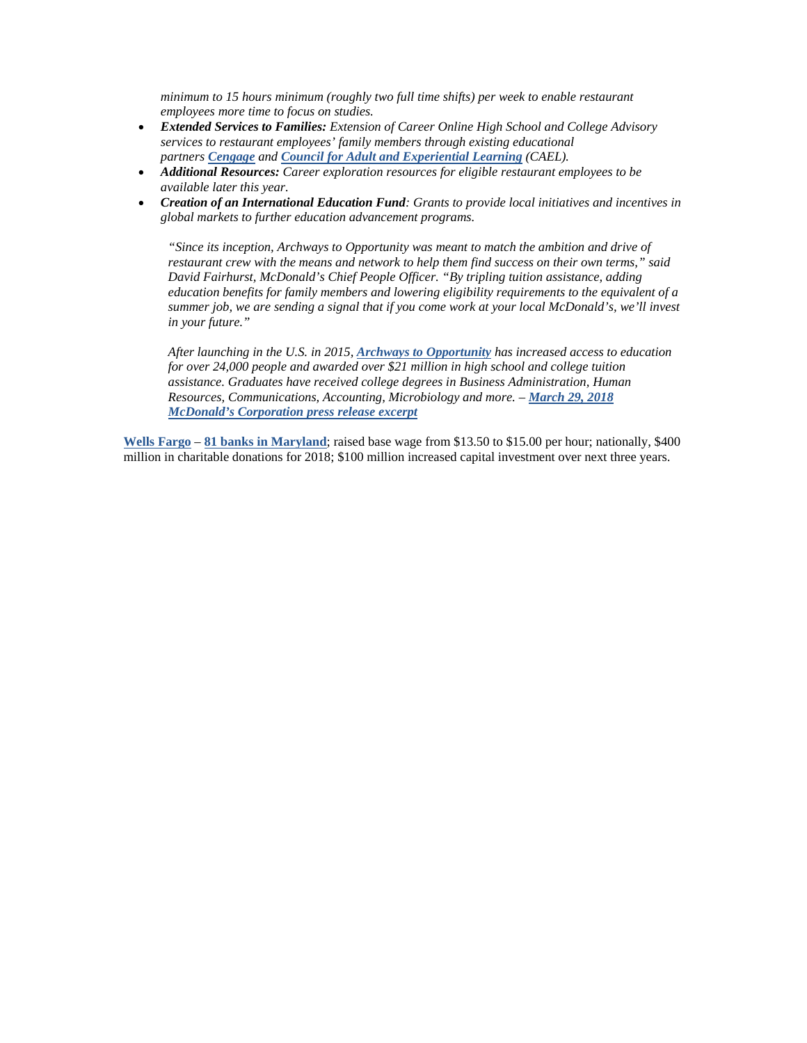*minimum to 15 hours minimum (roughly two full time shifts) per week to enable restaurant employees more time to focus on studies.*

- ***Extended Services to Families:*** *Extension of Career Online High School and College Advisory services to restaurant employees' family members through existing educational partners* ***Cengage*** *and* ***Council for Adult and Experiential Learning*** *(CAEL).*
- ***Additional Resources:*** *Career exploration resources for eligible restaurant employees to be available later this year.*
- ***Creation of an International Education Fund****: Grants to provide local initiatives and incentives in global markets to further education advancement programs.*

> *"Since its inception, Archways to Opportunity was meant to match the ambition and drive of restaurant crew with the means and network to help them find success on their own terms," said David Fairhurst, McDonald's Chief People Officer. "By tripling tuition assistance, adding education benefits for family members and lowering eligibility requirements to the equivalent of a summer job, we are sending a signal that if you come work at your local McDonald's, we'll invest in your future."*
>
> *After launching in the U.S. in 2015,* ***Archways to Opportunity*** *has increased access to education for over 24,000 people and awarded over $21 million in high school and college tuition assistance. Graduates have received college degrees in Business Administration, Human Resources, Communications, Accounting, Microbiology and more. –* ***March 29, 2018 McDonald's Corporation press release excerpt***

**Wells Fargo** – **81 banks in Maryland**; raised base wage from $13.50 to $15.00 per hour; nationally, $400 million in charitable donations for 2018; $100 million increased capital investment over next three years.